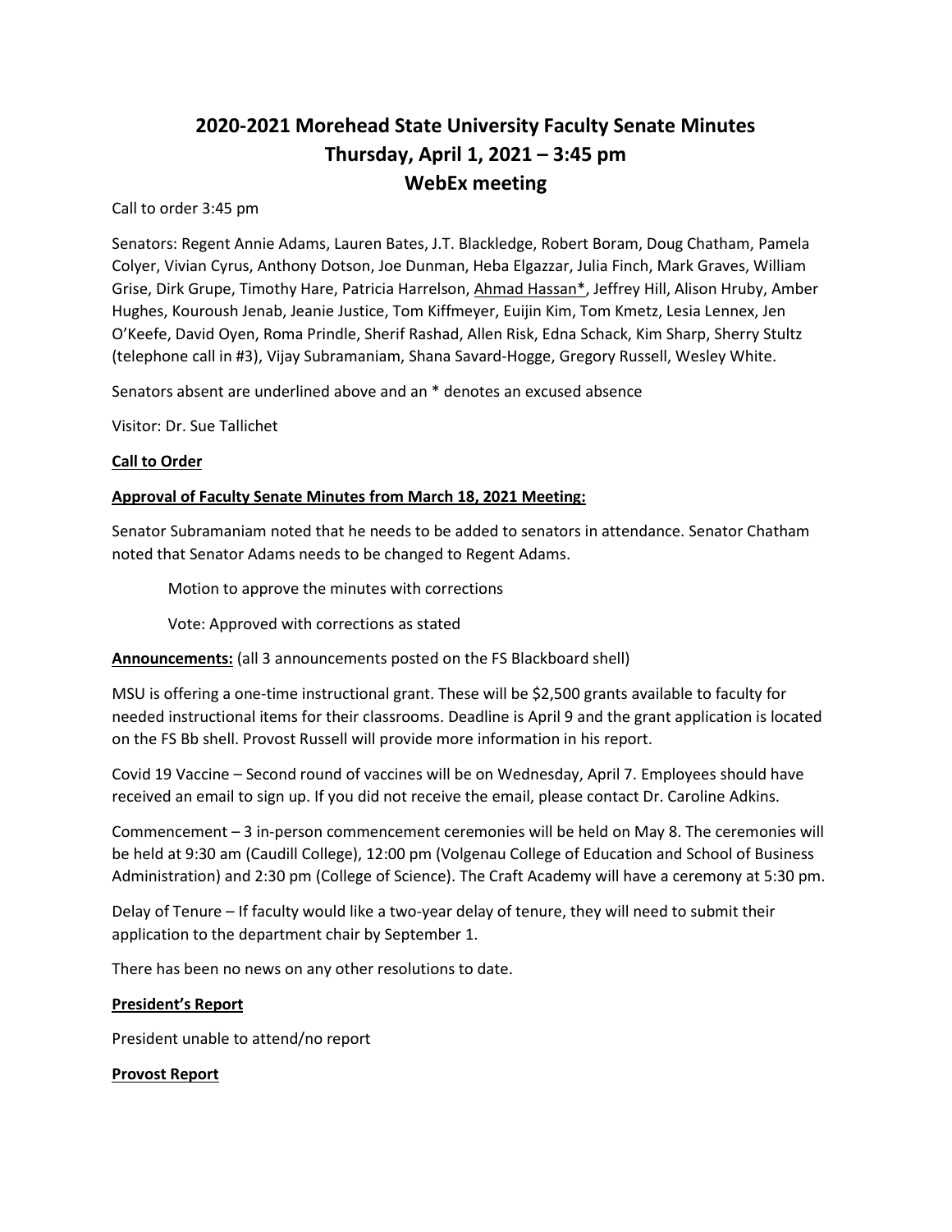# 2020-2021 Morehead State University Faculty Senate Minutes
# Thursday, April 1, 2021 – 3:45 pm
# WebEx meeting

Call to order 3:45 pm

Senators: Regent Annie Adams, Lauren Bates, J.T. Blackledge, Robert Boram, Doug Chatham, Pamela Colyer, Vivian Cyrus, Anthony Dotson, Joe Dunman, Heba Elgazzar, Julia Finch, Mark Graves, William Grise, Dirk Grupe, Timothy Hare, Patricia Harrelson, <u>Ahmad Hassan*</u>, Jeffrey Hill, Alison Hruby, Amber Hughes, Kouroush Jenab, Jeanie Justice, Tom Kiffmeyer, Euijin Kim, Tom Kmetz, Lesia Lennex, Jen O'Keefe, David Oyen, Roma Prindle, Sherif Rashad, Allen Risk, Edna Schack, Kim Sharp, Sherry Stultz (telephone call in #3), Vijay Subramaniam, Shana Savard-Hogge, Gregory Russell, Wesley White.

Senators absent are underlined above and an * denotes an excused absence

Visitor: Dr. Sue Tallichet

**Call to Order**

**Approval of Faculty Senate Minutes from March 18, 2021 Meeting:**

Senator Subramaniam noted that he needs to be added to senators in attendance. Senator Chatham noted that Senator Adams needs to be changed to Regent Adams.

> Motion to approve the minutes with corrections
>
> Vote: Approved with corrections as stated

**Announcements:** (all 3 announcements posted on the FS Blackboard shell)

MSU is offering a one-time instructional grant. These will be $2,500 grants available to faculty for needed instructional items for their classrooms. Deadline is April 9 and the grant application is located on the FS Bb shell. Provost Russell will provide more information in his report.

Covid 19 Vaccine – Second round of vaccines will be on Wednesday, April 7. Employees should have received an email to sign up. If you did not receive the email, please contact Dr. Caroline Adkins.

Commencement – 3 in-person commencement ceremonies will be held on May 8. The ceremonies will be held at 9:30 am (Caudill College), 12:00 pm (Volgenau College of Education and School of Business Administration) and 2:30 pm (College of Science). The Craft Academy will have a ceremony at 5:30 pm.

Delay of Tenure – If faculty would like a two-year delay of tenure, they will need to submit their application to the department chair by September 1.

There has been no news on any other resolutions to date.

**President's Report**

President unable to attend/no report

**Provost Report**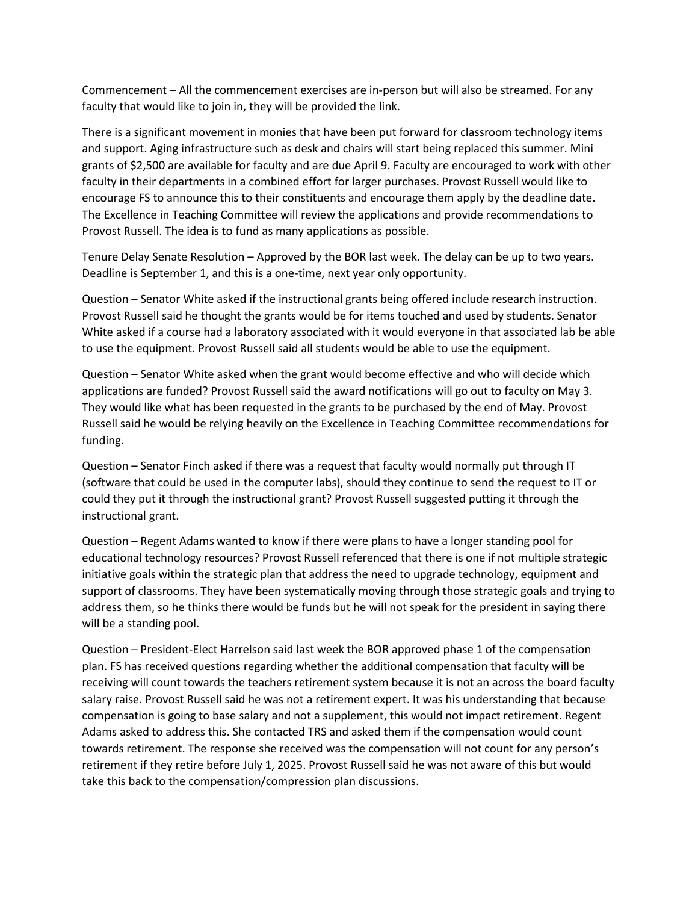Commencement – All the commencement exercises are in-person but will also be streamed. For any faculty that would like to join in, they will be provided the link.

There is a significant movement in monies that have been put forward for classroom technology items and support. Aging infrastructure such as desk and chairs will start being replaced this summer. Mini grants of $2,500 are available for faculty and are due April 9. Faculty are encouraged to work with other faculty in their departments in a combined effort for larger purchases. Provost Russell would like to encourage FS to announce this to their constituents and encourage them apply by the deadline date. The Excellence in Teaching Committee will review the applications and provide recommendations to Provost Russell. The idea is to fund as many applications as possible.

Tenure Delay Senate Resolution – Approved by the BOR last week. The delay can be up to two years. Deadline is September 1, and this is a one-time, next year only opportunity.

Question – Senator White asked if the instructional grants being offered include research instruction. Provost Russell said he thought the grants would be for items touched and used by students. Senator White asked if a course had a laboratory associated with it would everyone in that associated lab be able to use the equipment. Provost Russell said all students would be able to use the equipment.

Question – Senator White asked when the grant would become effective and who will decide which applications are funded? Provost Russell said the award notifications will go out to faculty on May 3. They would like what has been requested in the grants to be purchased by the end of May. Provost Russell said he would be relying heavily on the Excellence in Teaching Committee recommendations for funding.

Question – Senator Finch asked if there was a request that faculty would normally put through IT (software that could be used in the computer labs), should they continue to send the request to IT or could they put it through the instructional grant? Provost Russell suggested putting it through the instructional grant.

Question – Regent Adams wanted to know if there were plans to have a longer standing pool for educational technology resources? Provost Russell referenced that there is one if not multiple strategic initiative goals within the strategic plan that address the need to upgrade technology, equipment and support of classrooms. They have been systematically moving through those strategic goals and trying to address them, so he thinks there would be funds but he will not speak for the president in saying there will be a standing pool.

Question – President-Elect Harrelson said last week the BOR approved phase 1 of the compensation plan. FS has received questions regarding whether the additional compensation that faculty will be receiving will count towards the teachers retirement system because it is not an across the board faculty salary raise. Provost Russell said he was not a retirement expert. It was his understanding that because compensation is going to base salary and not a supplement, this would not impact retirement. Regent Adams asked to address this. She contacted TRS and asked them if the compensation would count towards retirement. The response she received was the compensation will not count for any person's retirement if they retire before July 1, 2025. Provost Russell said he was not aware of this but would take this back to the compensation/compression plan discussions.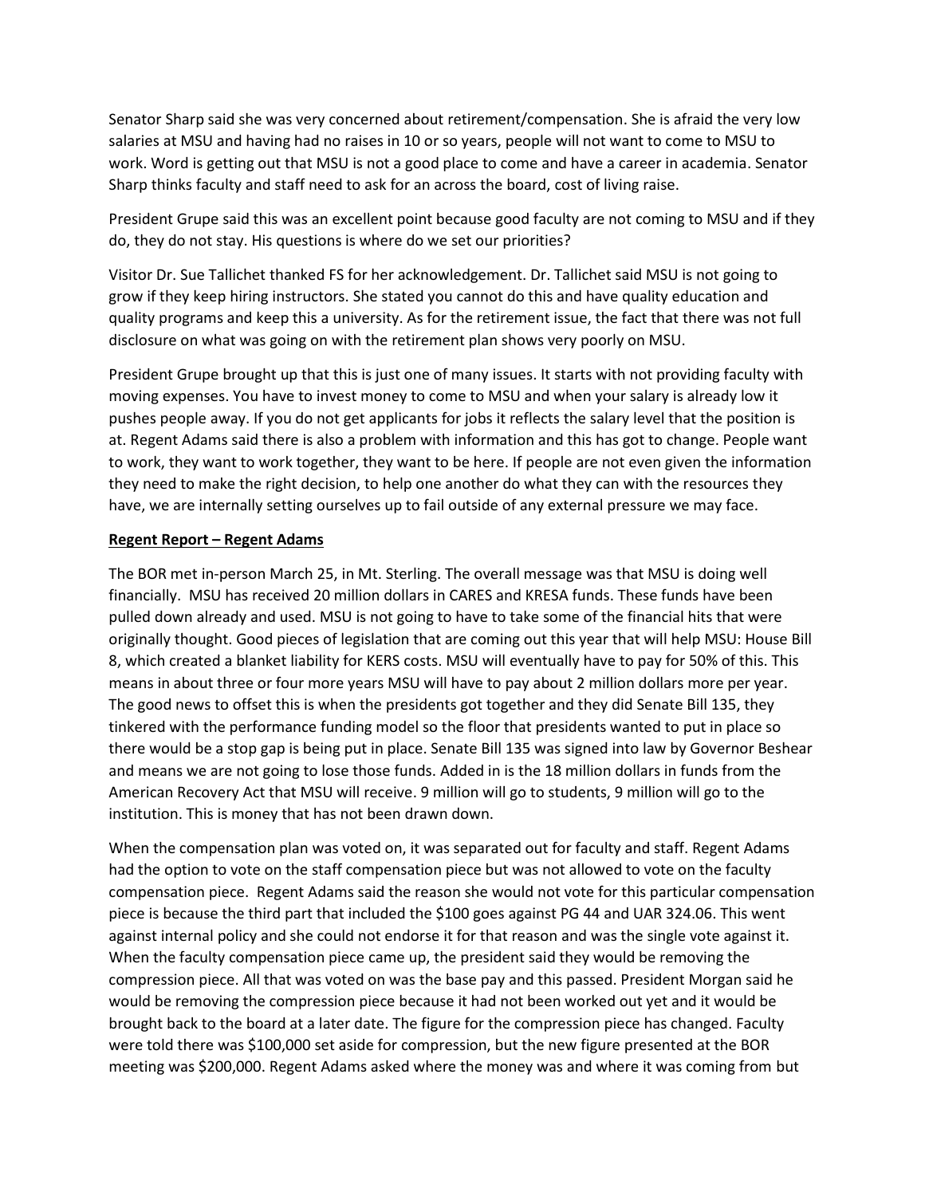Senator Sharp said she was very concerned about retirement/compensation. She is afraid the very low salaries at MSU and having had no raises in 10 or so years, people will not want to come to MSU to work. Word is getting out that MSU is not a good place to come and have a career in academia. Senator Sharp thinks faculty and staff need to ask for an across the board, cost of living raise.

President Grupe said this was an excellent point because good faculty are not coming to MSU and if they do, they do not stay. His questions is where do we set our priorities?

Visitor Dr. Sue Tallichet thanked FS for her acknowledgement. Dr. Tallichet said MSU is not going to grow if they keep hiring instructors. She stated you cannot do this and have quality education and quality programs and keep this a university. As for the retirement issue, the fact that there was not full disclosure on what was going on with the retirement plan shows very poorly on MSU.

President Grupe brought up that this is just one of many issues. It starts with not providing faculty with moving expenses. You have to invest money to come to MSU and when your salary is already low it pushes people away. If you do not get applicants for jobs it reflects the salary level that the position is at. Regent Adams said there is also a problem with information and this has got to change. People want to work, they want to work together, they want to be here. If people are not even given the information they need to make the right decision, to help one another do what they can with the resources they have, we are internally setting ourselves up to fail outside of any external pressure we may face.

**Regent Report – Regent Adams**

The BOR met in-person March 25, in Mt. Sterling. The overall message was that MSU is doing well financially. MSU has received 20 million dollars in CARES and KRESA funds. These funds have been pulled down already and used. MSU is not going to have to take some of the financial hits that were originally thought. Good pieces of legislation that are coming out this year that will help MSU: House Bill 8, which created a blanket liability for KERS costs. MSU will eventually have to pay for 50% of this. This means in about three or four more years MSU will have to pay about 2 million dollars more per year. The good news to offset this is when the presidents got together and they did Senate Bill 135, they tinkered with the performance funding model so the floor that presidents wanted to put in place so there would be a stop gap is being put in place. Senate Bill 135 was signed into law by Governor Beshear and means we are not going to lose those funds. Added in is the 18 million dollars in funds from the American Recovery Act that MSU will receive. 9 million will go to students, 9 million will go to the institution. This is money that has not been drawn down.

When the compensation plan was voted on, it was separated out for faculty and staff. Regent Adams had the option to vote on the staff compensation piece but was not allowed to vote on the faculty compensation piece. Regent Adams said the reason she would not vote for this particular compensation piece is because the third part that included the $100 goes against PG 44 and UAR 324.06. This went against internal policy and she could not endorse it for that reason and was the single vote against it. When the faculty compensation piece came up, the president said they would be removing the compression piece. All that was voted on was the base pay and this passed. President Morgan said he would be removing the compression piece because it had not been worked out yet and it would be brought back to the board at a later date. The figure for the compression piece has changed. Faculty were told there was $100,000 set aside for compression, but the new figure presented at the BOR meeting was $200,000. Regent Adams asked where the money was and where it was coming from but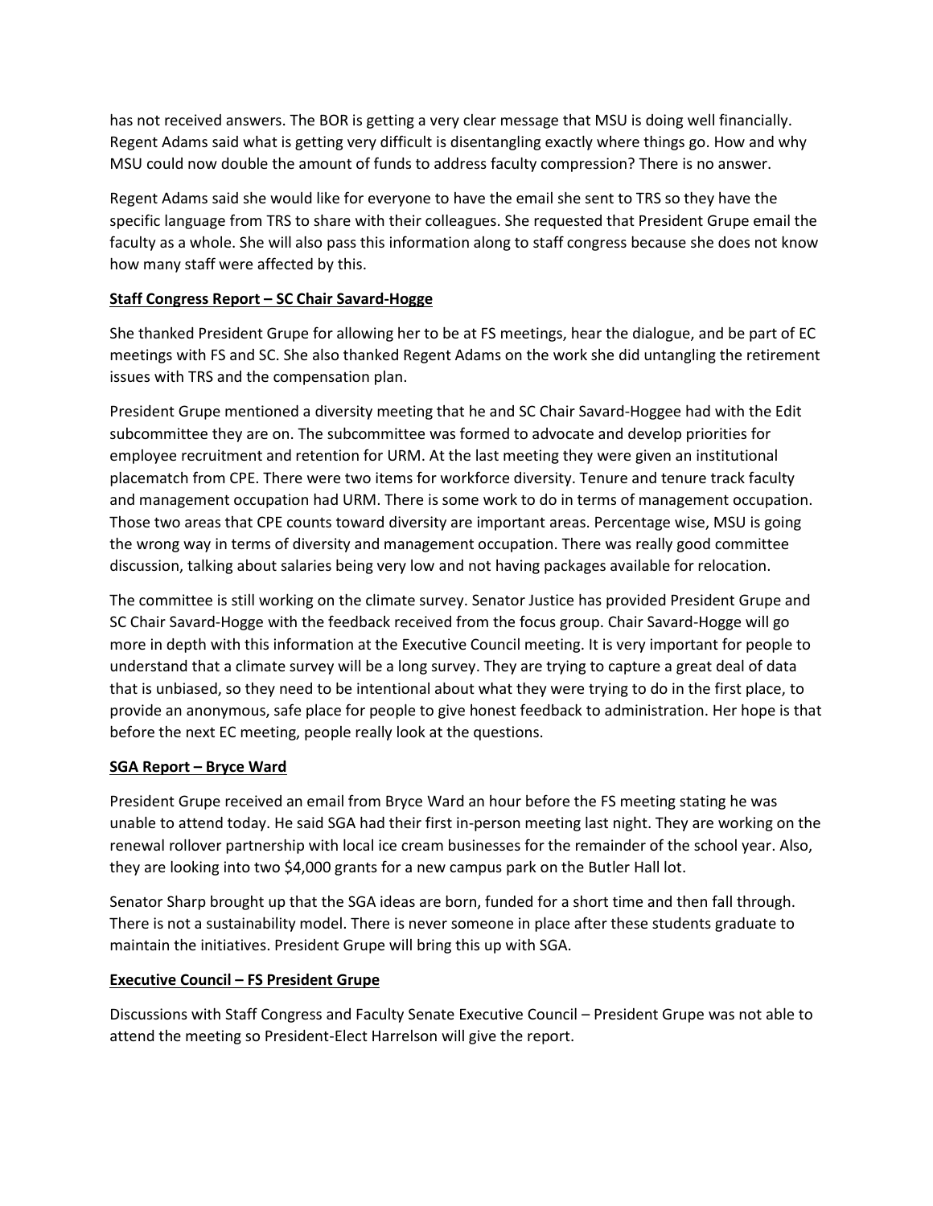has not received answers. The BOR is getting a very clear message that MSU is doing well financially. Regent Adams said what is getting very difficult is disentangling exactly where things go. How and why MSU could now double the amount of funds to address faculty compression? There is no answer.

Regent Adams said she would like for everyone to have the email she sent to TRS so they have the specific language from TRS to share with their colleagues. She requested that President Grupe email the faculty as a whole. She will also pass this information along to staff congress because she does not know how many staff were affected by this.

**Staff Congress Report – SC Chair Savard-Hogge**

She thanked President Grupe for allowing her to be at FS meetings, hear the dialogue, and be part of EC meetings with FS and SC. She also thanked Regent Adams on the work she did untangling the retirement issues with TRS and the compensation plan.

President Grupe mentioned a diversity meeting that he and SC Chair Savard-Hoggee had with the Edit subcommittee they are on. The subcommittee was formed to advocate and develop priorities for employee recruitment and retention for URM. At the last meeting they were given an institutional placematch from CPE. There were two items for workforce diversity. Tenure and tenure track faculty and management occupation had URM. There is some work to do in terms of management occupation. Those two areas that CPE counts toward diversity are important areas. Percentage wise, MSU is going the wrong way in terms of diversity and management occupation. There was really good committee discussion, talking about salaries being very low and not having packages available for relocation.

The committee is still working on the climate survey. Senator Justice has provided President Grupe and SC Chair Savard-Hogge with the feedback received from the focus group. Chair Savard-Hogge will go more in depth with this information at the Executive Council meeting. It is very important for people to understand that a climate survey will be a long survey. They are trying to capture a great deal of data that is unbiased, so they need to be intentional about what they were trying to do in the first place, to provide an anonymous, safe place for people to give honest feedback to administration. Her hope is that before the next EC meeting, people really look at the questions.

**SGA Report – Bryce Ward**

President Grupe received an email from Bryce Ward an hour before the FS meeting stating he was unable to attend today. He said SGA had their first in-person meeting last night. They are working on the renewal rollover partnership with local ice cream businesses for the remainder of the school year. Also, they are looking into two $4,000 grants for a new campus park on the Butler Hall lot.

Senator Sharp brought up that the SGA ideas are born, funded for a short time and then fall through. There is not a sustainability model. There is never someone in place after these students graduate to maintain the initiatives. President Grupe will bring this up with SGA.

**Executive Council – FS President Grupe**

Discussions with Staff Congress and Faculty Senate Executive Council – President Grupe was not able to attend the meeting so President-Elect Harrelson will give the report.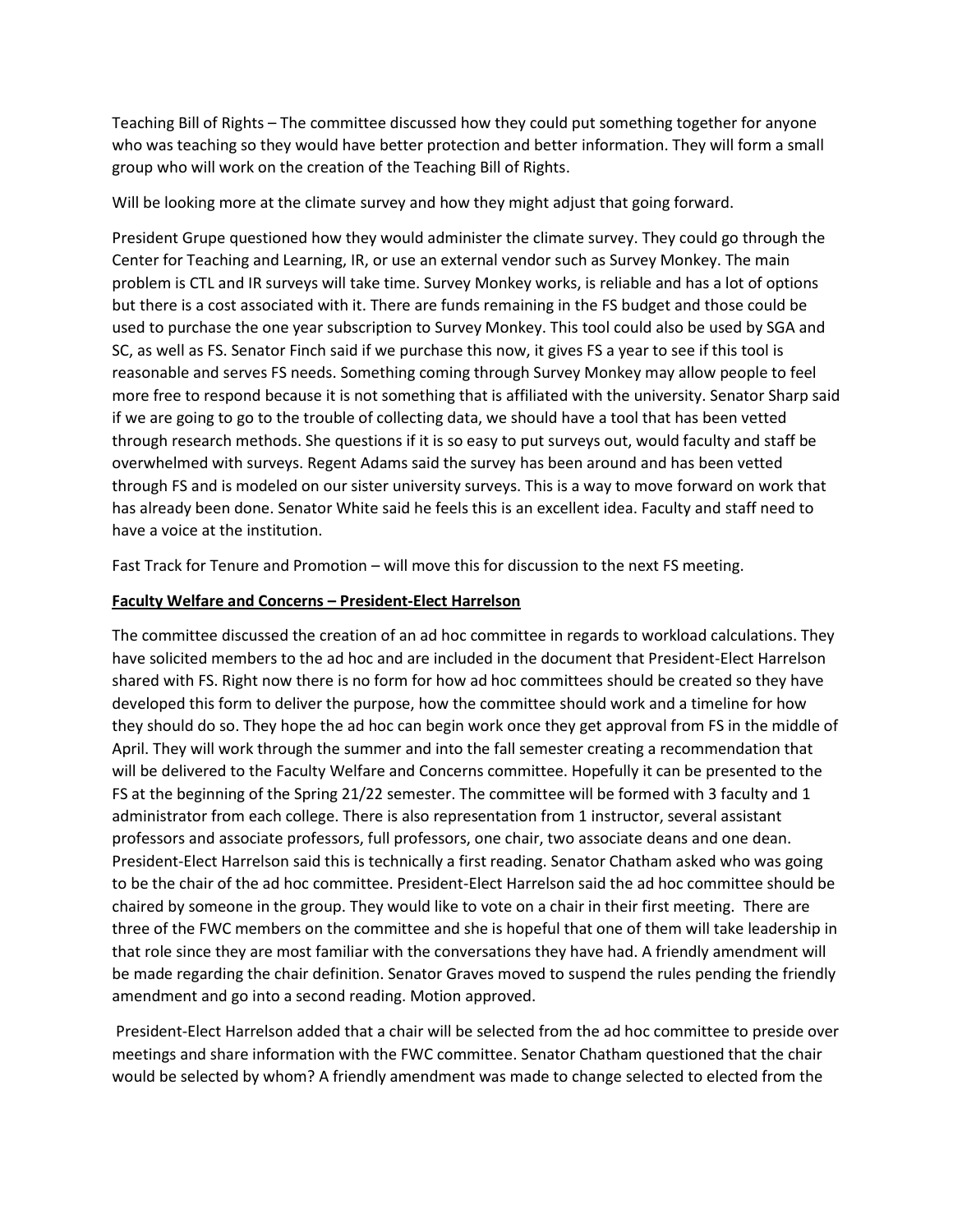Teaching Bill of Rights – The committee discussed how they could put something together for anyone who was teaching so they would have better protection and better information. They will form a small group who will work on the creation of the Teaching Bill of Rights.

Will be looking more at the climate survey and how they might adjust that going forward.

President Grupe questioned how they would administer the climate survey. They could go through the Center for Teaching and Learning, IR, or use an external vendor such as Survey Monkey. The main problem is CTL and IR surveys will take time. Survey Monkey works, is reliable and has a lot of options but there is a cost associated with it. There are funds remaining in the FS budget and those could be used to purchase the one year subscription to Survey Monkey. This tool could also be used by SGA and SC, as well as FS. Senator Finch said if we purchase this now, it gives FS a year to see if this tool is reasonable and serves FS needs. Something coming through Survey Monkey may allow people to feel more free to respond because it is not something that is affiliated with the university. Senator Sharp said if we are going to go to the trouble of collecting data, we should have a tool that has been vetted through research methods. She questions if it is so easy to put surveys out, would faculty and staff be overwhelmed with surveys. Regent Adams said the survey has been around and has been vetted through FS and is modeled on our sister university surveys. This is a way to move forward on work that has already been done. Senator White said he feels this is an excellent idea. Faculty and staff need to have a voice at the institution.

Fast Track for Tenure and Promotion – will move this for discussion to the next FS meeting.

**Faculty Welfare and Concerns – President-Elect Harrelson**

The committee discussed the creation of an ad hoc committee in regards to workload calculations. They have solicited members to the ad hoc and are included in the document that President-Elect Harrelson shared with FS. Right now there is no form for how ad hoc committees should be created so they have developed this form to deliver the purpose, how the committee should work and a timeline for how they should do so. They hope the ad hoc can begin work once they get approval from FS in the middle of April. They will work through the summer and into the fall semester creating a recommendation that will be delivered to the Faculty Welfare and Concerns committee. Hopefully it can be presented to the FS at the beginning of the Spring 21/22 semester. The committee will be formed with 3 faculty and 1 administrator from each college. There is also representation from 1 instructor, several assistant professors and associate professors, full professors, one chair, two associate deans and one dean. President-Elect Harrelson said this is technically a first reading. Senator Chatham asked who was going to be the chair of the ad hoc committee. President-Elect Harrelson said the ad hoc committee should be chaired by someone in the group. They would like to vote on a chair in their first meeting. There are three of the FWC members on the committee and she is hopeful that one of them will take leadership in that role since they are most familiar with the conversations they have had. A friendly amendment will be made regarding the chair definition. Senator Graves moved to suspend the rules pending the friendly amendment and go into a second reading. Motion approved.

President-Elect Harrelson added that a chair will be selected from the ad hoc committee to preside over meetings and share information with the FWC committee. Senator Chatham questioned that the chair would be selected by whom? A friendly amendment was made to change selected to elected from the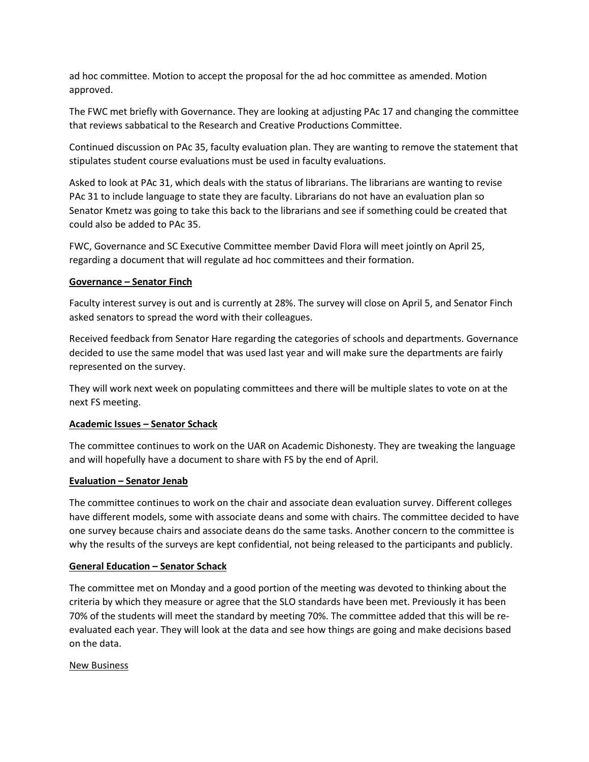ad hoc committee. Motion to accept the proposal for the ad hoc committee as amended. Motion approved.

The FWC met briefly with Governance. They are looking at adjusting PAc 17 and changing the committee that reviews sabbatical to the Research and Creative Productions Committee.

Continued discussion on PAc 35, faculty evaluation plan. They are wanting to remove the statement that stipulates student course evaluations must be used in faculty evaluations.

Asked to look at PAc 31, which deals with the status of librarians. The librarians are wanting to revise PAc 31 to include language to state they are faculty. Librarians do not have an evaluation plan so Senator Kmetz was going to take this back to the librarians and see if something could be created that could also be added to PAc 35.

FWC, Governance and SC Executive Committee member David Flora will meet jointly on April 25, regarding a document that will regulate ad hoc committees and their formation.

**Governance – Senator Finch**

Faculty interest survey is out and is currently at 28%. The survey will close on April 5, and Senator Finch asked senators to spread the word with their colleagues.

Received feedback from Senator Hare regarding the categories of schools and departments. Governance decided to use the same model that was used last year and will make sure the departments are fairly represented on the survey.

They will work next week on populating committees and there will be multiple slates to vote on at the next FS meeting.

**Academic Issues – Senator Schack**

The committee continues to work on the UAR on Academic Dishonesty. They are tweaking the language and will hopefully have a document to share with FS by the end of April.

**Evaluation – Senator Jenab**

The committee continues to work on the chair and associate dean evaluation survey. Different colleges have different models, some with associate deans and some with chairs. The committee decided to have one survey because chairs and associate deans do the same tasks. Another concern to the committee is why the results of the surveys are kept confidential, not being released to the participants and publicly.

**General Education – Senator Schack**

The committee met on Monday and a good portion of the meeting was devoted to thinking about the criteria by which they measure or agree that the SLO standards have been met. Previously it has been 70% of the students will meet the standard by meeting 70%. The committee added that this will be re-evaluated each year. They will look at the data and see how things are going and make decisions based on the data.

New Business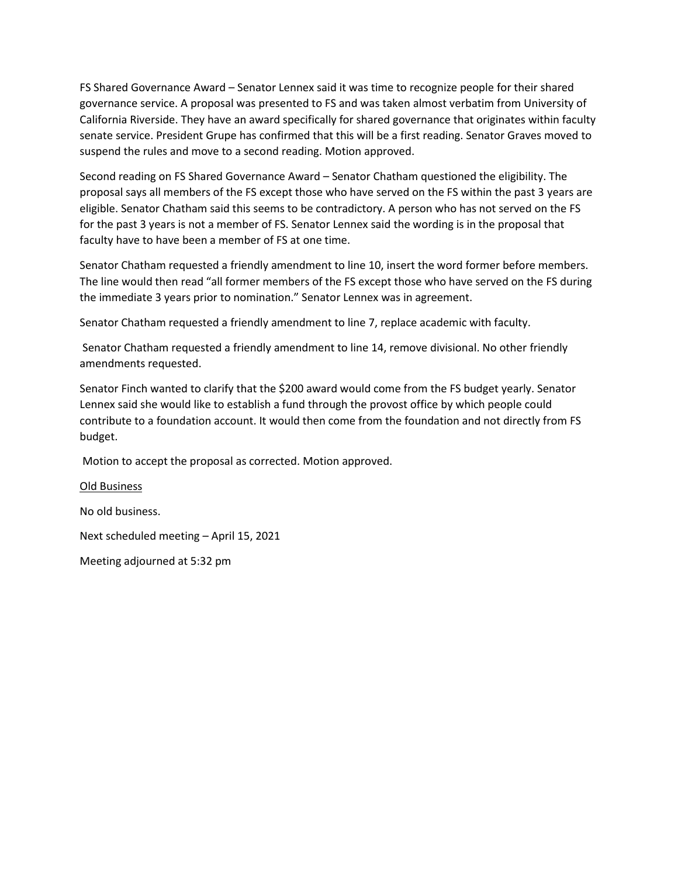FS Shared Governance Award – Senator Lennex said it was time to recognize people for their shared governance service. A proposal was presented to FS and was taken almost verbatim from University of California Riverside. They have an award specifically for shared governance that originates within faculty senate service. President Grupe has confirmed that this will be a first reading. Senator Graves moved to suspend the rules and move to a second reading. Motion approved.

Second reading on FS Shared Governance Award – Senator Chatham questioned the eligibility. The proposal says all members of the FS except those who have served on the FS within the past 3 years are eligible. Senator Chatham said this seems to be contradictory. A person who has not served on the FS for the past 3 years is not a member of FS. Senator Lennex said the wording is in the proposal that faculty have to have been a member of FS at one time.

Senator Chatham requested a friendly amendment to line 10, insert the word former before members. The line would then read "all former members of the FS except those who have served on the FS during the immediate 3 years prior to nomination." Senator Lennex was in agreement.

Senator Chatham requested a friendly amendment to line 7, replace academic with faculty.

Senator Chatham requested a friendly amendment to line 14, remove divisional. No other friendly amendments requested.

Senator Finch wanted to clarify that the $200 award would come from the FS budget yearly. Senator Lennex said she would like to establish a fund through the provost office by which people could contribute to a foundation account. It would then come from the foundation and not directly from FS budget.

Motion to accept the proposal as corrected. Motion approved.

<u>Old Business</u>

No old business.

Next scheduled meeting – April 15, 2021

Meeting adjourned at 5:32 pm